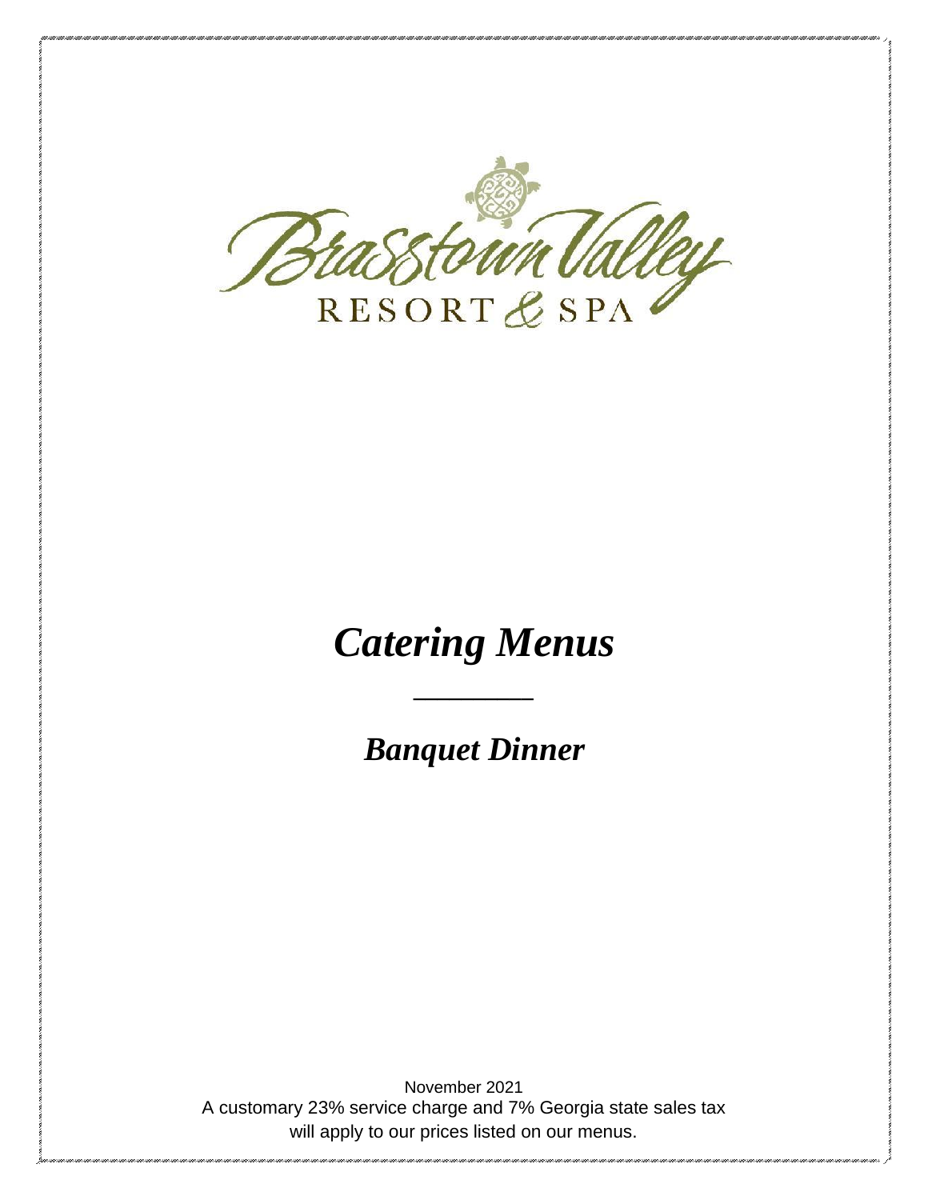Brasstown Valley

RESORT & SPA

# *Catering Menus*

---

## *Banquet Dinner*

November 2021

A customary 23% service charge and 7% Georgia state sales tax will apply to our prices listed on our menus.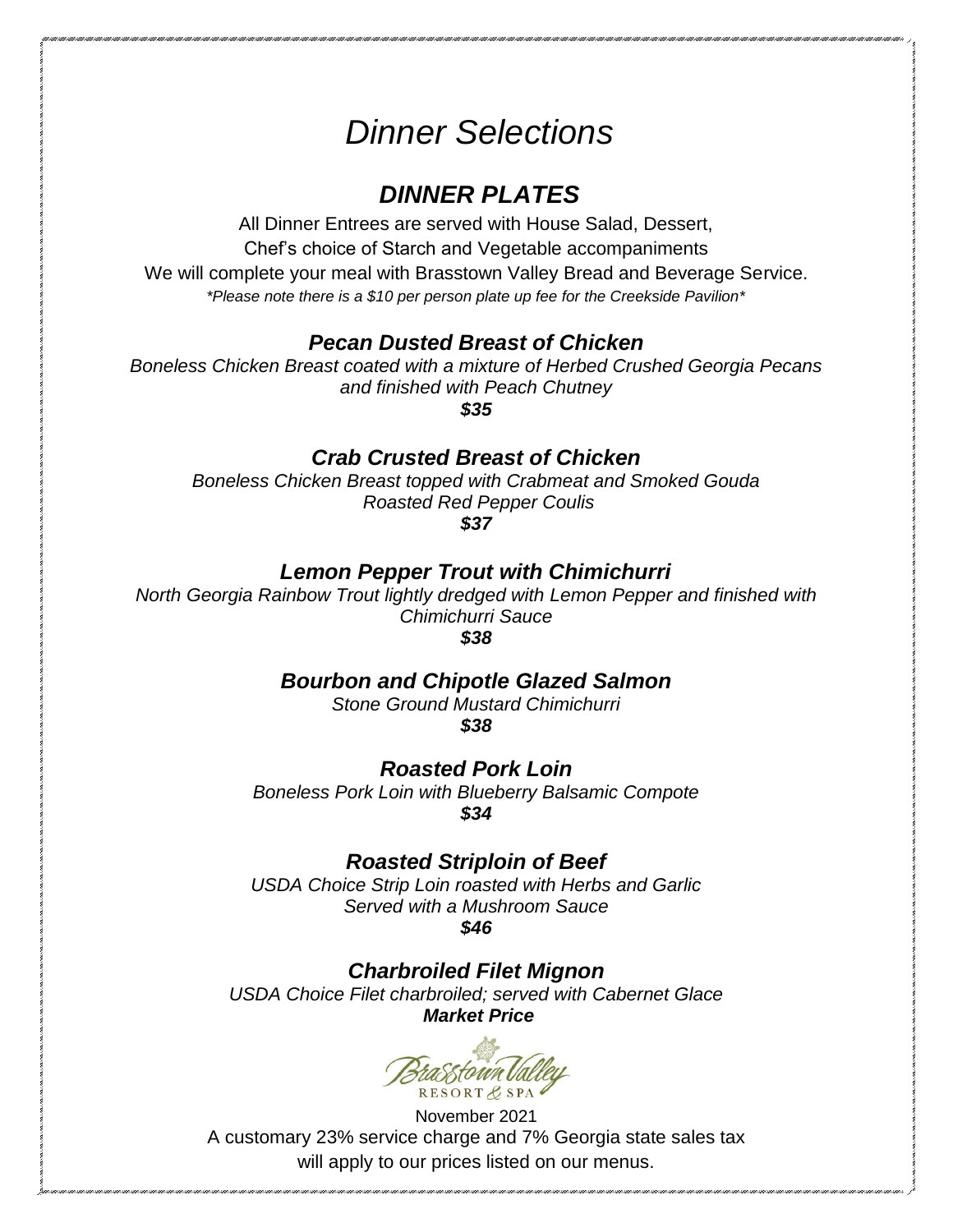# *Dinner Selections*

## *DINNER PLATES*

All Dinner Entrees are served with House Salad, Dessert,
Chef's choice of Starch and Vegetable accompaniments
We will complete your meal with Brasstown Valley Bread and Beverage Service.
*\*Please note there is a $10 per person plate up fee for the Creekside Pavilion\**

### *Pecan Dusted Breast of Chicken*

*Boneless Chicken Breast coated with a mixture of Herbed Crushed Georgia Pecans and finished with Peach Chutney*
***$35***

### *Crab Crusted Breast of Chicken*

*Boneless Chicken Breast topped with Crabmeat and Smoked Gouda*
*Roasted Red Pepper Coulis*
***$37***

### *Lemon Pepper Trout with Chimichurri*

*North Georgia Rainbow Trout lightly dredged with Lemon Pepper and finished with Chimichurri Sauce*
***$38***

### *Bourbon and Chipotle Glazed Salmon*

*Stone Ground Mustard Chimichurri*
***$38***

### *Roasted Pork Loin*

*Boneless Pork Loin with Blueberry Balsamic Compote*
***$34***

### *Roasted Striploin of Beef*

*USDA Choice Strip Loin roasted with Herbs and Garlic*
*Served with a Mushroom Sauce*
***$46***

### *Charbroiled Filet Mignon*

*USDA Choice Filet charbroiled; served with Cabernet Glace*
***Market Price***

Brasstown Valley RESORT & SPA

November 2021
A customary 23% service charge and 7% Georgia state sales tax will apply to our prices listed on our menus.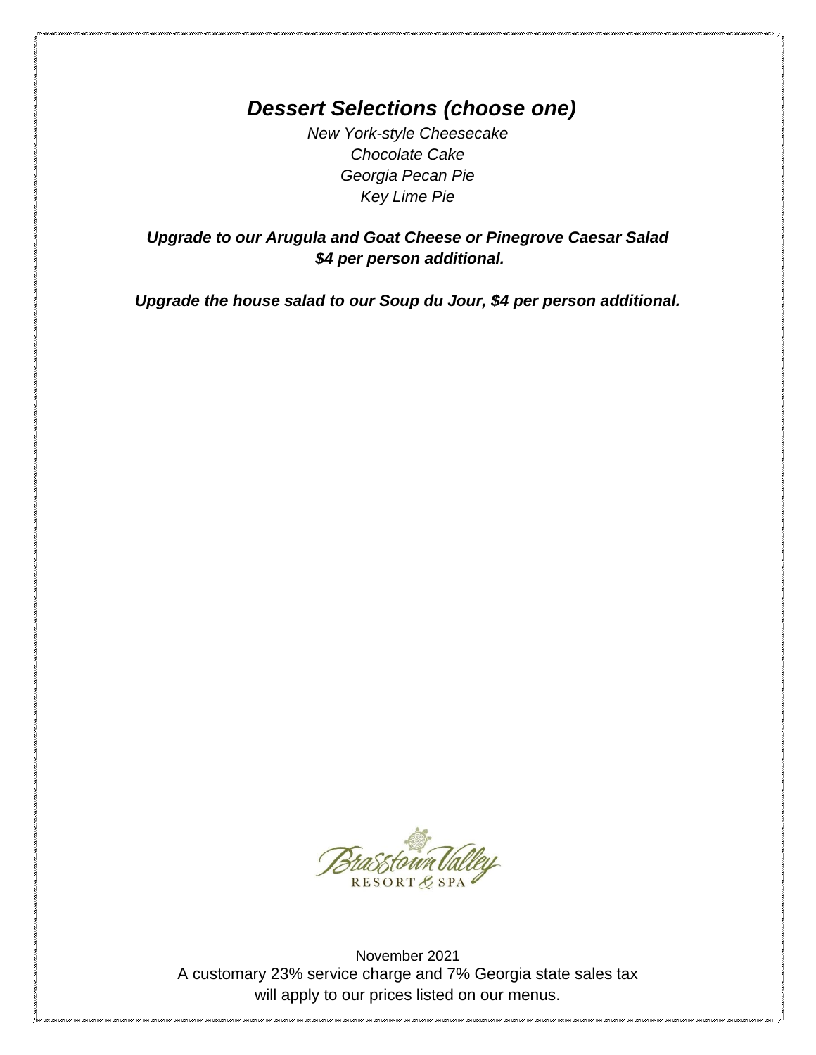## *Dessert Selections (choose one)*

*New York-style Cheesecake*
*Chocolate Cake*
*Georgia Pecan Pie*
*Key Lime Pie*

***Upgrade to our Arugula and Goat Cheese or Pinegrove Caesar Salad***
***$4 per person additional.***

***Upgrade the house salad to our Soup du Jour, $4 per person additional.***

Brasstown Valley
RESORT & SPA

November 2021
A customary 23% service charge and 7% Georgia state sales tax will apply to our prices listed on our menus.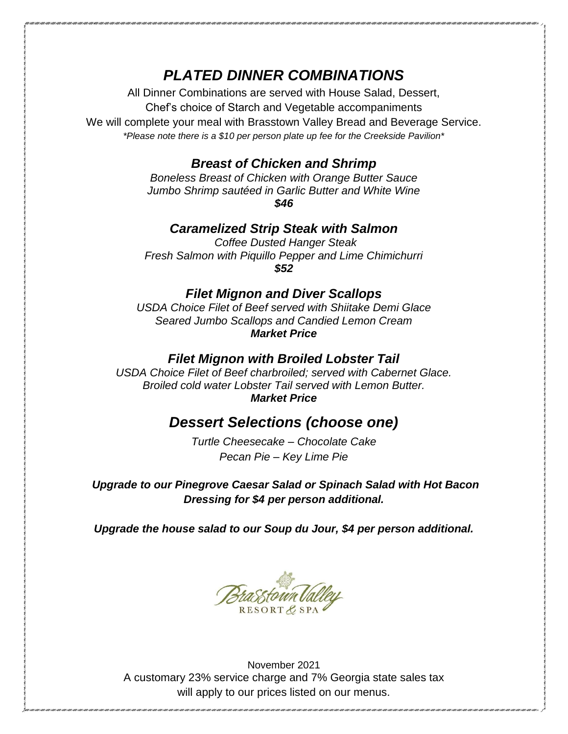# *PLATED DINNER COMBINATIONS*

All Dinner Combinations are served with House Salad, Dessert,
Chef's choice of Starch and Vegetable accompaniments
We will complete your meal with Brasstown Valley Bread and Beverage Service.
*\*Please note there is a $10 per person plate up fee for the Creekside Pavilion\**

### *Breast of Chicken and Shrimp*

*Boneless Breast of Chicken with Orange Butter Sauce*
*Jumbo Shrimp sautéed in Garlic Butter and White Wine*
***$46***

### *Caramelized Strip Steak with Salmon*

*Coffee Dusted Hanger Steak*
*Fresh Salmon with Piquillo Pepper and Lime Chimichurri*
***$52***

### *Filet Mignon and Diver Scallops*

*USDA Choice Filet of Beef served with Shiitake Demi Glace*
*Seared Jumbo Scallops and Candied Lemon Cream*
***Market Price***

### *Filet Mignon with Broiled Lobster Tail*

*USDA Choice Filet of Beef charbroiled; served with Cabernet Glace.*
*Broiled cold water Lobster Tail served with Lemon Butter.*
***Market Price***

## *Dessert Selections (choose one)*

*Turtle Cheesecake – Chocolate Cake*
*Pecan Pie – Key Lime Pie*

***Upgrade to our Pinegrove Caesar Salad or Spinach Salad with Hot Bacon Dressing for $4 per person additional.***

***Upgrade the house salad to our Soup du Jour, $4 per person additional.***

Brasstown Valley RESORT & SPA

November 2021
A customary 23% service charge and 7% Georgia state sales tax will apply to our prices listed on our menus.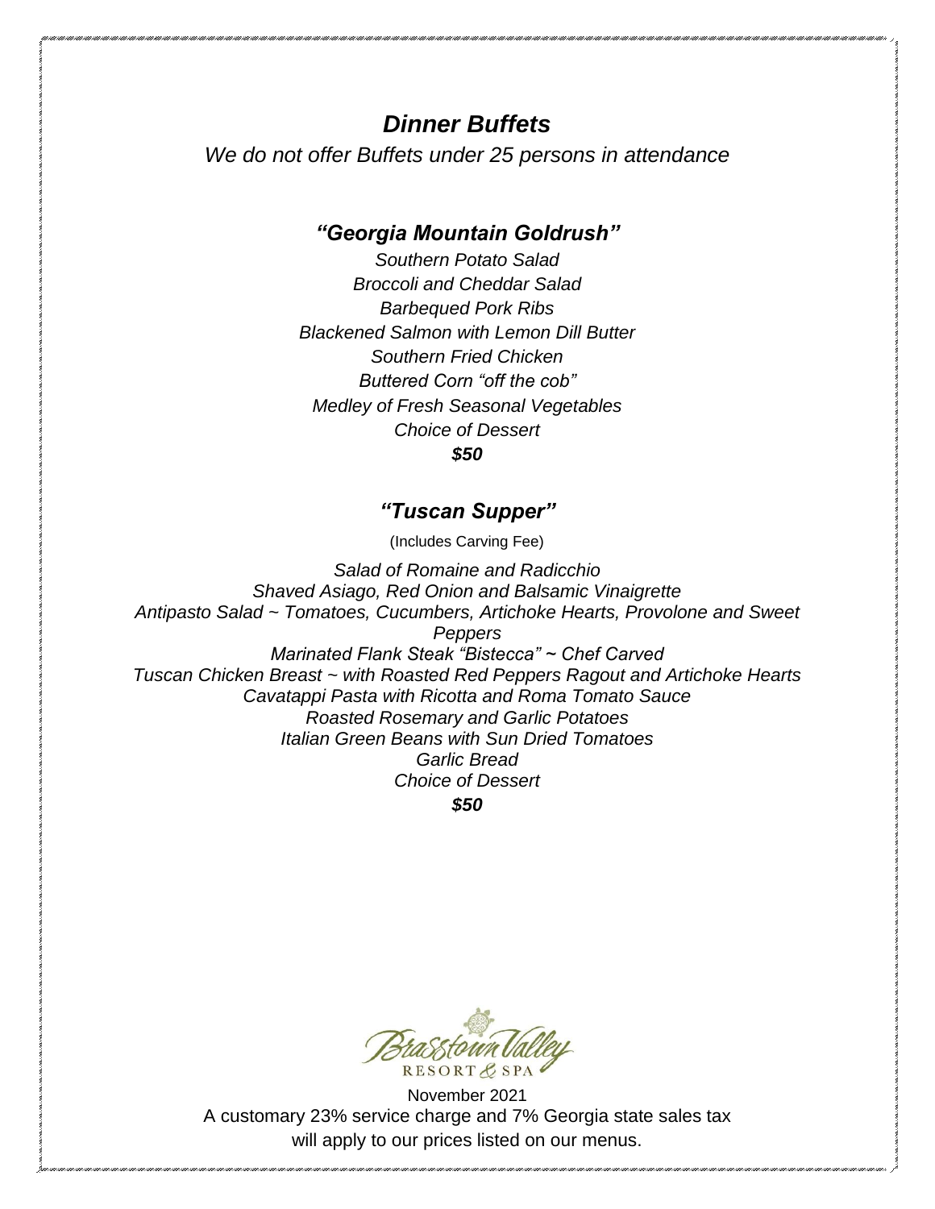# *Dinner Buffets*

*We do not offer Buffets under 25 persons in attendance*

## *"Georgia Mountain Goldrush"*

*Southern Potato Salad*
*Broccoli and Cheddar Salad*
*Barbequed Pork Ribs*
*Blackened Salmon with Lemon Dill Butter*
*Southern Fried Chicken*
*Buttered Corn "off the cob"*
*Medley of Fresh Seasonal Vegetables*
*Choice of Dessert*
***$50***

## *"Tuscan Supper"*

(Includes Carving Fee)

*Salad of Romaine and Radicchio*
*Shaved Asiago, Red Onion and Balsamic Vinaigrette*
*Antipasto Salad ~ Tomatoes, Cucumbers, Artichoke Hearts, Provolone and Sweet Peppers*
*Marinated Flank Steak "Bistecca" ~ Chef Carved*
*Tuscan Chicken Breast ~ with Roasted Red Peppers Ragout and Artichoke Hearts*
*Cavatappi Pasta with Ricotta and Roma Tomato Sauce*
*Roasted Rosemary and Garlic Potatoes*
*Italian Green Beans with Sun Dried Tomatoes*
*Garlic Bread*
*Choice of Dessert*
***$50***

Brasstown Valley
RESORT & SPA

November 2021
A customary 23% service charge and 7% Georgia state sales tax will apply to our prices listed on our menus.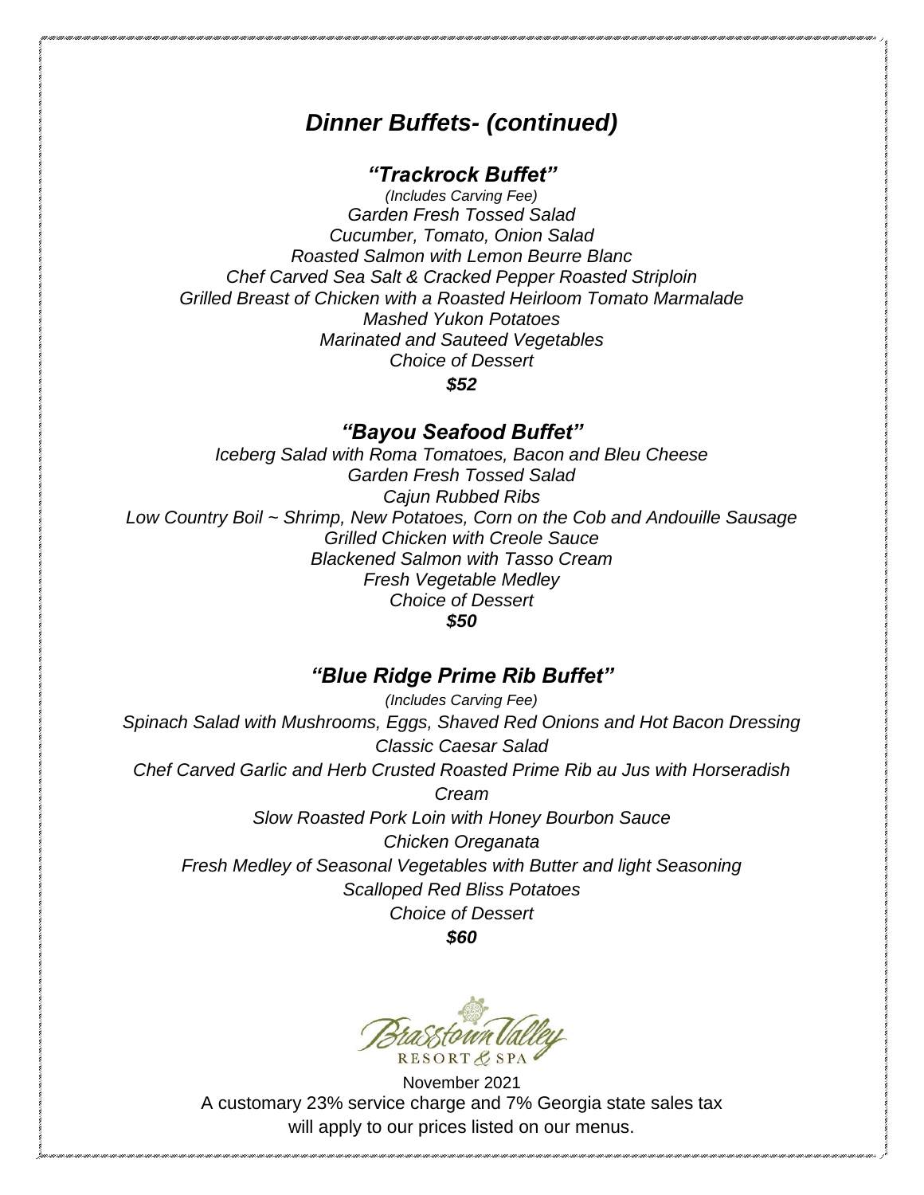# *Dinner Buffets- (continued)*

## *"Trackrock Buffet"*

*(Includes Carving Fee)*
*Garden Fresh Tossed Salad*
*Cucumber, Tomato, Onion Salad*
*Roasted Salmon with Lemon Beurre Blanc*
*Chef Carved Sea Salt & Cracked Pepper Roasted Striploin*
*Grilled Breast of Chicken with a Roasted Heirloom Tomato Marmalade*
*Mashed Yukon Potatoes*
*Marinated and Sauteed Vegetables*
*Choice of Dessert*
***$52***

## *"Bayou Seafood Buffet"*

*Iceberg Salad with Roma Tomatoes, Bacon and Bleu Cheese*
*Garden Fresh Tossed Salad*
*Cajun Rubbed Ribs*
*Low Country Boil ~ Shrimp, New Potatoes, Corn on the Cob and Andouille Sausage*
*Grilled Chicken with Creole Sauce*
*Blackened Salmon with Tasso Cream*
*Fresh Vegetable Medley*
*Choice of Dessert*
***$50***

## *"Blue Ridge Prime Rib Buffet"*

*(Includes Carving Fee)*
*Spinach Salad with Mushrooms, Eggs, Shaved Red Onions and Hot Bacon Dressing*
*Classic Caesar Salad*
*Chef Carved Garlic and Herb Crusted Roasted Prime Rib au Jus with Horseradish Cream*
*Slow Roasted Pork Loin with Honey Bourbon Sauce*
*Chicken Oreganata*
*Fresh Medley of Seasonal Vegetables with Butter and light Seasoning*
*Scalloped Red Bliss Potatoes*
*Choice of Dessert*
***$60***

Brasstown Valley
RESORT & SPA

November 2021
A customary 23% service charge and 7% Georgia state sales tax will apply to our prices listed on our menus.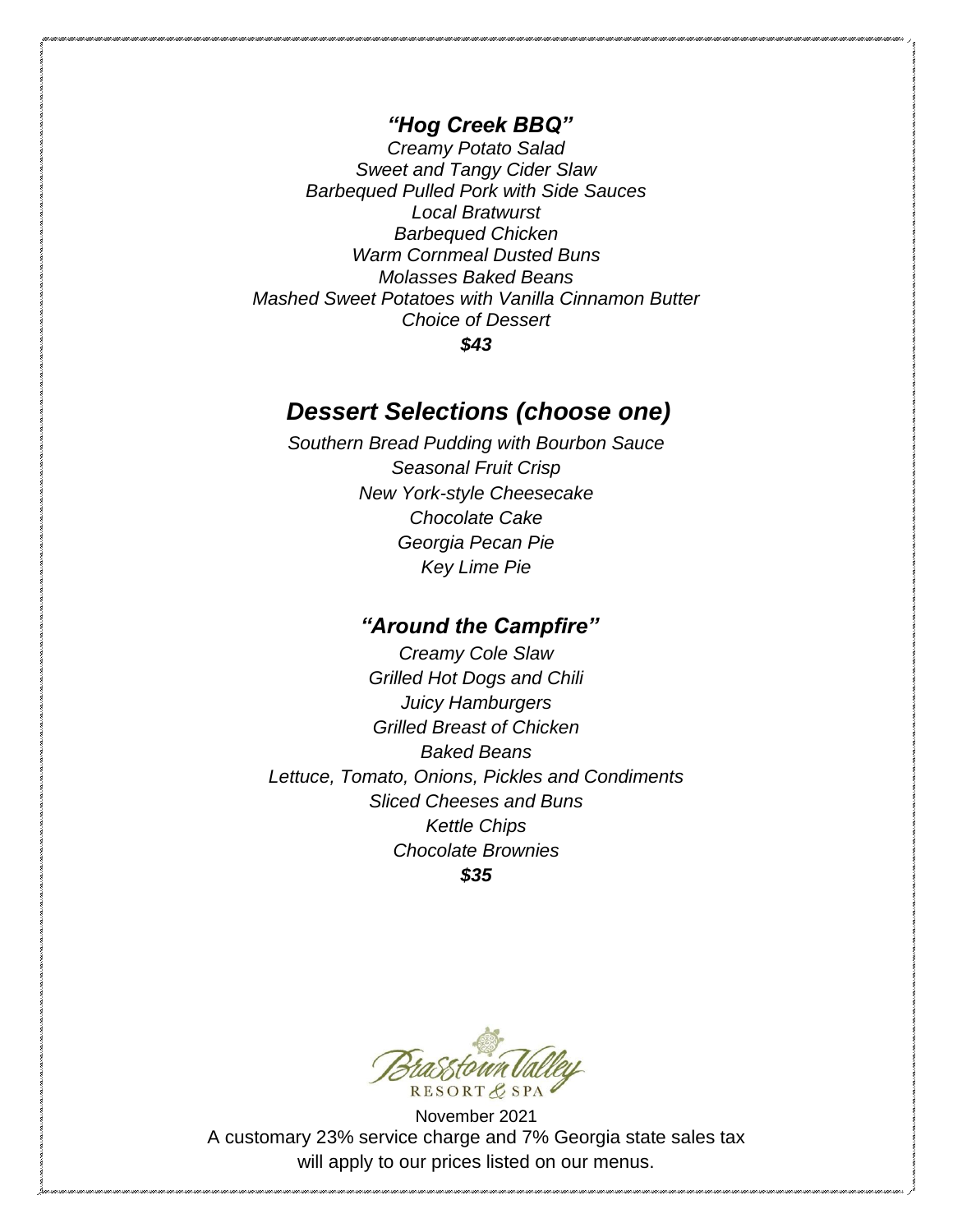### *"Hog Creek BBQ"*

*Creamy Potato Salad*
*Sweet and Tangy Cider Slaw*
*Barbequed Pulled Pork with Side Sauces*
*Local Bratwurst*
*Barbequed Chicken*
*Warm Cornmeal Dusted Buns*
*Molasses Baked Beans*
*Mashed Sweet Potatoes with Vanilla Cinnamon Butter*
*Choice of Dessert*
***$43***

## *Dessert Selections (choose one)*

*Southern Bread Pudding with Bourbon Sauce*
*Seasonal Fruit Crisp*
*New York-style Cheesecake*
*Chocolate Cake*
*Georgia Pecan Pie*
*Key Lime Pie*

### *"Around the Campfire"*

*Creamy Cole Slaw*
*Grilled Hot Dogs and Chili*
*Juicy Hamburgers*
*Grilled Breast of Chicken*
*Baked Beans*
*Lettuce, Tomato, Onions, Pickles and Condiments*
*Sliced Cheeses and Buns*
*Kettle Chips*
*Chocolate Brownies*
***$35***

Brasstown Valley
RESORT & SPA

November 2021
A customary 23% service charge and 7% Georgia state sales tax will apply to our prices listed on our menus.